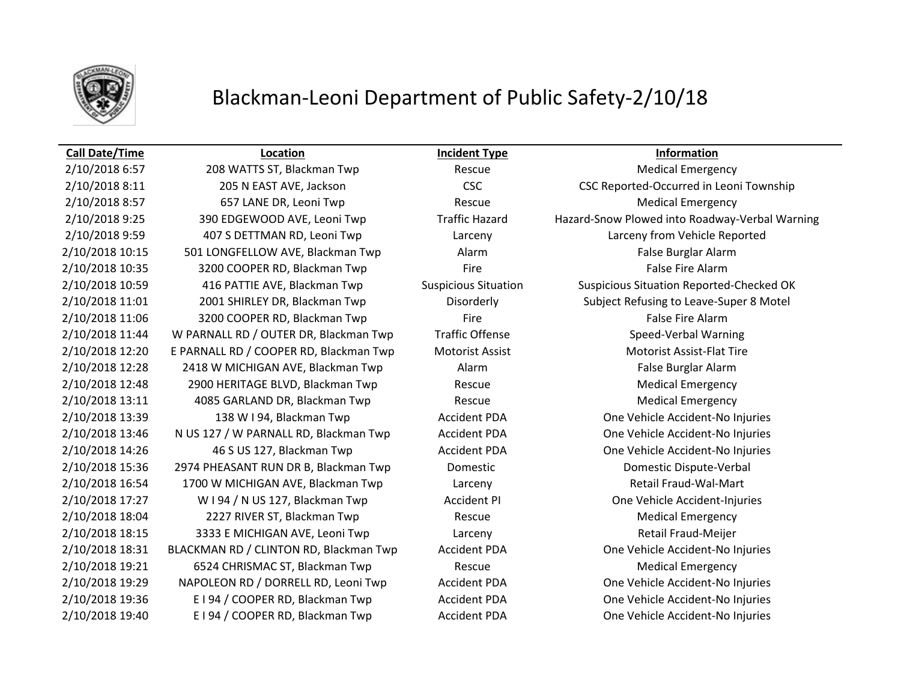# Blackman-Leoni Department of Public Safety-2/10/18

| Call Date/Time | Location | Incident Type | Information |
|---|---|---|---|
| 2/10/2018 6:57 | 208 WATTS ST, Blackman Twp | Rescue | Medical Emergency |
| 2/10/2018 8:11 | 205 N EAST AVE, Jackson | CSC | CSC Reported-Occurred in Leoni Township |
| 2/10/2018 8:57 | 657 LANE DR, Leoni Twp | Rescue | Medical Emergency |
| 2/10/2018 9:25 | 390 EDGEWOOD AVE, Leoni Twp | Traffic Hazard | Hazard-Snow Plowed into Roadway-Verbal Warning |
| 2/10/2018 9:59 | 407 S DETTMAN RD, Leoni Twp | Larceny | Larceny from Vehicle Reported |
| 2/10/2018 10:15 | 501 LONGFELLOW AVE, Blackman Twp | Alarm | False Burglar Alarm |
| 2/10/2018 10:35 | 3200 COOPER RD, Blackman Twp | Fire | False Fire Alarm |
| 2/10/2018 10:59 | 416 PATTIE AVE, Blackman Twp | Suspicious Situation | Suspicious Situation Reported-Checked OK |
| 2/10/2018 11:01 | 2001 SHIRLEY DR, Blackman Twp | Disorderly | Subject Refusing to Leave-Super 8 Motel |
| 2/10/2018 11:06 | 3200 COOPER RD, Blackman Twp | Fire | False Fire Alarm |
| 2/10/2018 11:44 | W PARNALL RD / OUTER DR, Blackman Twp | Traffic Offense | Speed-Verbal Warning |
| 2/10/2018 12:20 | E PARNALL RD / COOPER RD, Blackman Twp | Motorist Assist | Motorist Assist-Flat Tire |
| 2/10/2018 12:28 | 2418 W MICHIGAN AVE, Blackman Twp | Alarm | False Burglar Alarm |
| 2/10/2018 12:48 | 2900 HERITAGE BLVD, Blackman Twp | Rescue | Medical Emergency |
| 2/10/2018 13:11 | 4085 GARLAND DR, Blackman Twp | Rescue | Medical Emergency |
| 2/10/2018 13:39 | 138 W I 94, Blackman Twp | Accident PDA | One Vehicle Accident-No Injuries |
| 2/10/2018 13:46 | N US 127 / W PARNALL RD, Blackman Twp | Accident PDA | One Vehicle Accident-No Injuries |
| 2/10/2018 14:26 | 46 S US 127, Blackman Twp | Accident PDA | One Vehicle Accident-No Injuries |
| 2/10/2018 15:36 | 2974 PHEASANT RUN DR B, Blackman Twp | Domestic | Domestic Dispute-Verbal |
| 2/10/2018 16:54 | 1700 W MICHIGAN AVE, Blackman Twp | Larceny | Retail Fraud-Wal-Mart |
| 2/10/2018 17:27 | W I 94 / N US 127, Blackman Twp | Accident PI | One Vehicle Accident-Injuries |
| 2/10/2018 18:04 | 2227 RIVER ST, Blackman Twp | Rescue | Medical Emergency |
| 2/10/2018 18:15 | 3333 E MICHIGAN AVE, Leoni Twp | Larceny | Retail Fraud-Meijer |
| 2/10/2018 18:31 | BLACKMAN RD / CLINTON RD, Blackman Twp | Accident PDA | One Vehicle Accident-No Injuries |
| 2/10/2018 19:21 | 6524 CHRISMAC ST, Blackman Twp | Rescue | Medical Emergency |
| 2/10/2018 19:29 | NAPOLEON RD / DORRELL RD, Leoni Twp | Accident PDA | One Vehicle Accident-No Injuries |
| 2/10/2018 19:36 | E I 94 / COOPER RD, Blackman Twp | Accident PDA | One Vehicle Accident-No Injuries |
| 2/10/2018 19:40 | E I 94 / COOPER RD, Blackman Twp | Accident PDA | One Vehicle Accident-No Injuries |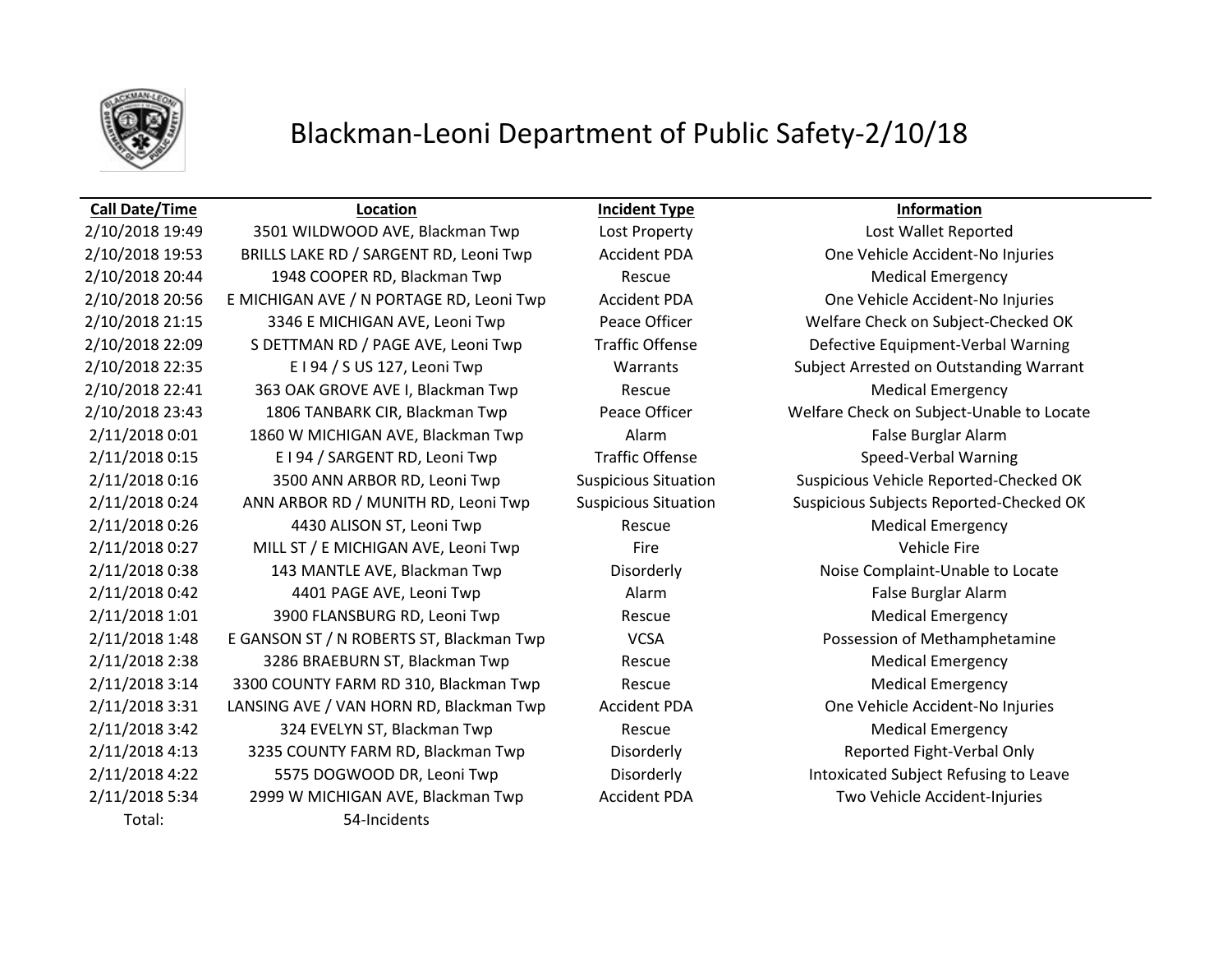# Blackman-Leoni Department of Public Safety-2/10/18

| Call Date/Time | Location | Incident Type | Information |
|---|---|---|---|
| 2/10/2018 19:49 | 3501 WILDWOOD AVE, Blackman Twp | Lost Property | Lost Wallet Reported |
| 2/10/2018 19:53 | BRILLS LAKE RD / SARGENT RD, Leoni Twp | Accident PDA | One Vehicle Accident-No Injuries |
| 2/10/2018 20:44 | 1948 COOPER RD, Blackman Twp | Rescue | Medical Emergency |
| 2/10/2018 20:56 | E MICHIGAN AVE / N PORTAGE RD, Leoni Twp | Accident PDA | One Vehicle Accident-No Injuries |
| 2/10/2018 21:15 | 3346 E MICHIGAN AVE, Leoni Twp | Peace Officer | Welfare Check on Subject-Checked OK |
| 2/10/2018 22:09 | S DETTMAN RD / PAGE AVE, Leoni Twp | Traffic Offense | Defective Equipment-Verbal Warning |
| 2/10/2018 22:35 | E I 94 / S US 127, Leoni Twp | Warrants | Subject Arrested on Outstanding Warrant |
| 2/10/2018 22:41 | 363 OAK GROVE AVE I, Blackman Twp | Rescue | Medical Emergency |
| 2/10/2018 23:43 | 1806 TANBARK CIR, Blackman Twp | Peace Officer | Welfare Check on Subject-Unable to Locate |
| 2/11/2018 0:01 | 1860 W MICHIGAN AVE, Blackman Twp | Alarm | False Burglar Alarm |
| 2/11/2018 0:15 | E I 94 / SARGENT RD, Leoni Twp | Traffic Offense | Speed-Verbal Warning |
| 2/11/2018 0:16 | 3500 ANN ARBOR RD, Leoni Twp | Suspicious Situation | Suspicious Vehicle Reported-Checked OK |
| 2/11/2018 0:24 | ANN ARBOR RD / MUNITH RD, Leoni Twp | Suspicious Situation | Suspicious Subjects Reported-Checked OK |
| 2/11/2018 0:26 | 4430 ALISON ST, Leoni Twp | Rescue | Medical Emergency |
| 2/11/2018 0:27 | MILL ST / E MICHIGAN AVE, Leoni Twp | Fire | Vehicle Fire |
| 2/11/2018 0:38 | 143 MANTLE AVE, Blackman Twp | Disorderly | Noise Complaint-Unable to Locate |
| 2/11/2018 0:42 | 4401 PAGE AVE, Leoni Twp | Alarm | False Burglar Alarm |
| 2/11/2018 1:01 | 3900 FLANSBURG RD, Leoni Twp | Rescue | Medical Emergency |
| 2/11/2018 1:48 | E GANSON ST / N ROBERTS ST, Blackman Twp | VCSA | Possession of Methamphetamine |
| 2/11/2018 2:38 | 3286 BRAEBURN ST, Blackman Twp | Rescue | Medical Emergency |
| 2/11/2018 3:14 | 3300 COUNTY FARM RD 310, Blackman Twp | Rescue | Medical Emergency |
| 2/11/2018 3:31 | LANSING AVE / VAN HORN RD, Blackman Twp | Accident PDA | One Vehicle Accident-No Injuries |
| 2/11/2018 3:42 | 324 EVELYN ST, Blackman Twp | Rescue | Medical Emergency |
| 2/11/2018 4:13 | 3235 COUNTY FARM RD, Blackman Twp | Disorderly | Reported Fight-Verbal Only |
| 2/11/2018 4:22 | 5575 DOGWOOD DR, Leoni Twp | Disorderly | Intoxicated Subject Refusing to Leave |
| 2/11/2018 5:34 | 2999 W MICHIGAN AVE, Blackman Twp | Accident PDA | Two Vehicle Accident-Injuries |
| Total: | 54-Incidents | | |